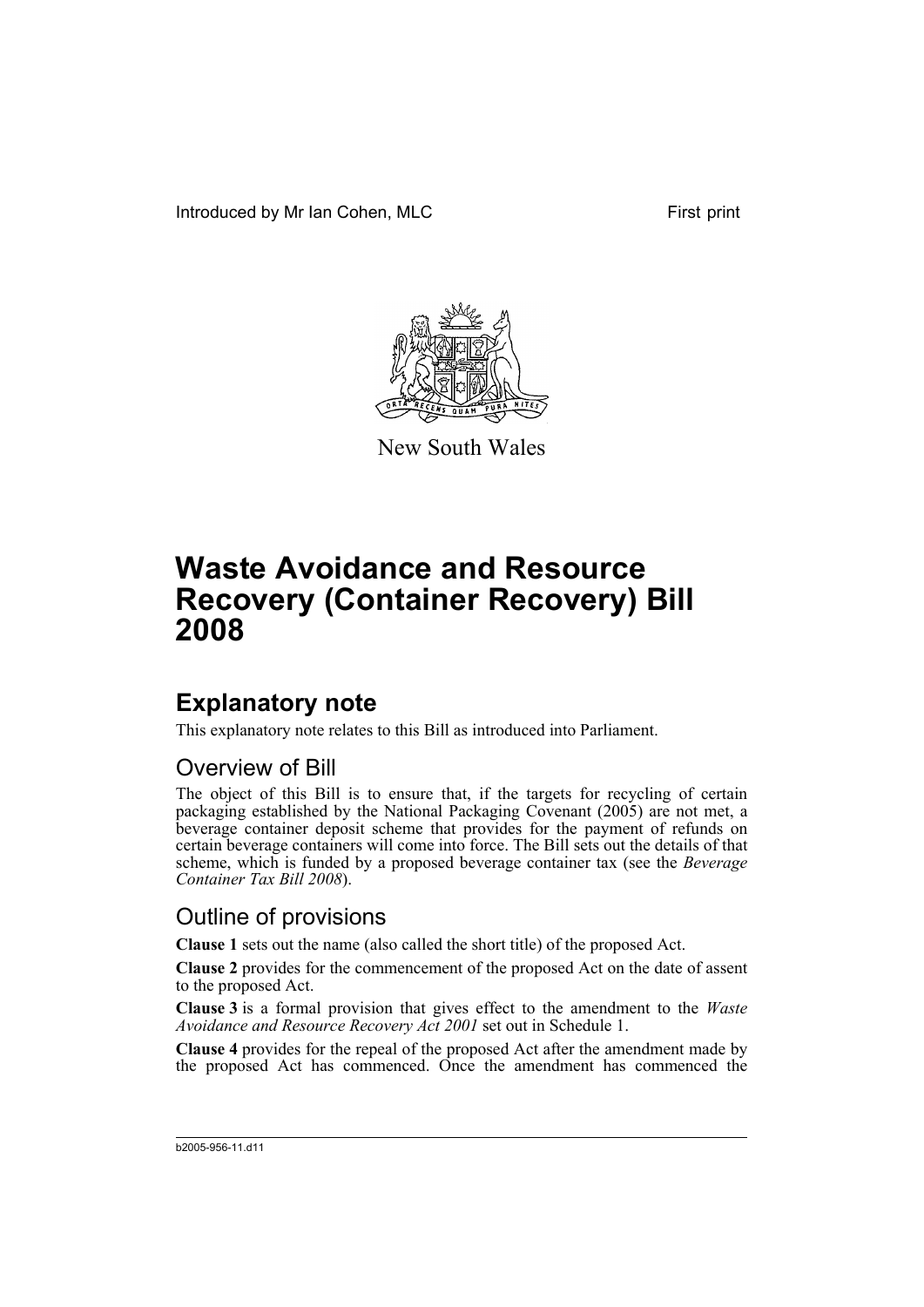Introduced by Mr Ian Cohen, MLC First print

New South Wales

# Waste Avoidance and Resource Recovery (Container Recovery) Bill 2008

## Explanatory note

This explanatory note relates to this Bill as introduced into Parliament.

### Overview of Bill

The object of this Bill is to ensure that, if the targets for recycling of certain packaging established by the National Packaging Covenant (2005) are not met, a beverage container deposit scheme that provides for the payment of refunds on certain beverage containers will come into force. The Bill sets out the details of that scheme, which is funded by a proposed beverage container tax (see the *Beverage Container Tax Bill 2008*).

### Outline of provisions

**Clause 1** sets out the name (also called the short title) of the proposed Act.

**Clause 2** provides for the commencement of the proposed Act on the date of assent to the proposed Act.

**Clause 3** is a formal provision that gives effect to the amendment to the *Waste Avoidance and Resource Recovery Act 2001* set out in Schedule 1.

**Clause 4** provides for the repeal of the proposed Act after the amendment made by the proposed Act has commenced. Once the amendment has commenced the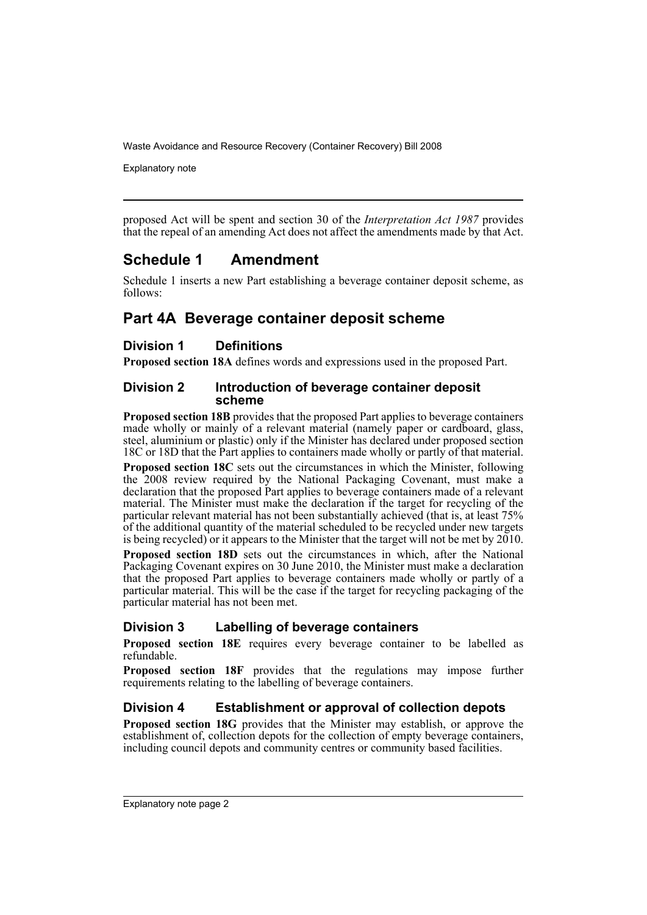proposed Act will be spent and section 30 of the *Interpretation Act 1987* provides that the repeal of an amending Act does not affect the amendments made by that Act.

## Schedule 1 Amendment

Schedule 1 inserts a new Part establishing a beverage container deposit scheme, as follows:

## Part 4A Beverage container deposit scheme

### Division 1 Definitions

**Proposed section 18A** defines words and expressions used in the proposed Part.

### Division 2 Introduction of beverage container deposit scheme

**Proposed section 18B** provides that the proposed Part applies to beverage containers made wholly or mainly of a relevant material (namely paper or cardboard, glass, steel, aluminium or plastic) only if the Minister has declared under proposed section 18C or 18D that the Part applies to containers made wholly or partly of that material.

**Proposed section 18C** sets out the circumstances in which the Minister, following the 2008 review required by the National Packaging Covenant, must make a declaration that the proposed Part applies to beverage containers made of a relevant material. The Minister must make the declaration if the target for recycling of the particular relevant material has not been substantially achieved (that is, at least 75% of the additional quantity of the material scheduled to be recycled under new targets is being recycled) or it appears to the Minister that the target will not be met by 2010.

**Proposed section 18D** sets out the circumstances in which, after the National Packaging Covenant expires on 30 June 2010, the Minister must make a declaration that the proposed Part applies to beverage containers made wholly or partly of a particular material. This will be the case if the target for recycling packaging of the particular material has not been met.

### Division 3 Labelling of beverage containers

**Proposed section 18E** requires every beverage container to be labelled as refundable.

**Proposed section 18F** provides that the regulations may impose further requirements relating to the labelling of beverage containers.

### Division 4 Establishment or approval of collection depots

**Proposed section 18G** provides that the Minister may establish, or approve the establishment of, collection depots for the collection of empty beverage containers, including council depots and community centres or community based facilities.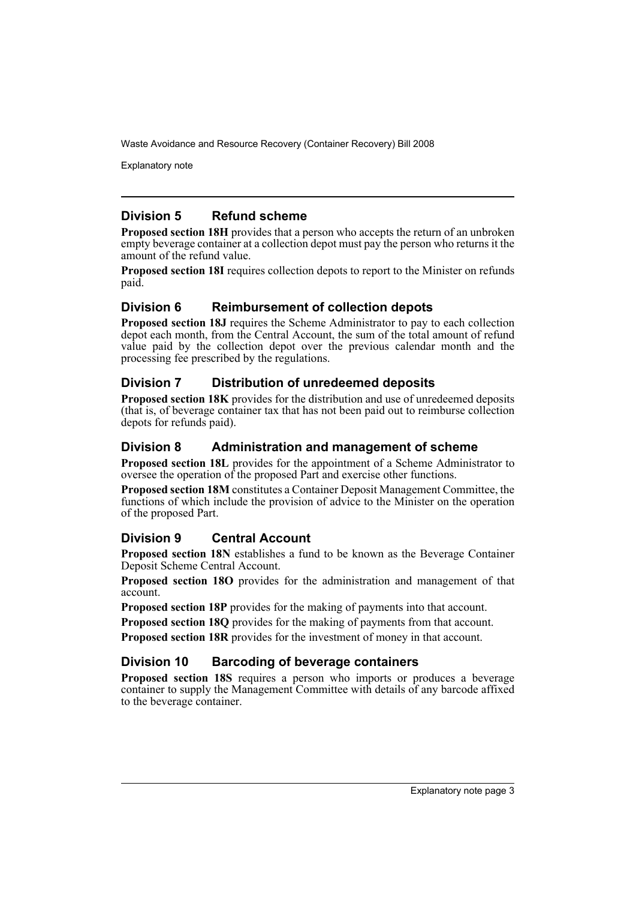## Division 5 Refund scheme

**Proposed section 18H** provides that a person who accepts the return of an unbroken empty beverage container at a collection depot must pay the person who returns it the amount of the refund value.

**Proposed section 18I** requires collection depots to report to the Minister on refunds paid.

## Division 6 Reimbursement of collection depots

**Proposed section 18J** requires the Scheme Administrator to pay to each collection depot each month, from the Central Account, the sum of the total amount of refund value paid by the collection depot over the previous calendar month and the processing fee prescribed by the regulations.

## Division 7 Distribution of unredeemed deposits

**Proposed section 18K** provides for the distribution and use of unredeemed deposits (that is, of beverage container tax that has not been paid out to reimburse collection depots for refunds paid).

## Division 8 Administration and management of scheme

**Proposed section 18L** provides for the appointment of a Scheme Administrator to oversee the operation of the proposed Part and exercise other functions.

**Proposed section 18M** constitutes a Container Deposit Management Committee, the functions of which include the provision of advice to the Minister on the operation of the proposed Part.

## Division 9 Central Account

**Proposed section 18N** establishes a fund to be known as the Beverage Container Deposit Scheme Central Account.

**Proposed section 18O** provides for the administration and management of that account.

**Proposed section 18P** provides for the making of payments into that account.

**Proposed section 18Q** provides for the making of payments from that account.

**Proposed section 18R** provides for the investment of money in that account.

## Division 10 Barcoding of beverage containers

**Proposed section 18S** requires a person who imports or produces a beverage container to supply the Management Committee with details of any barcode affixed to the beverage container.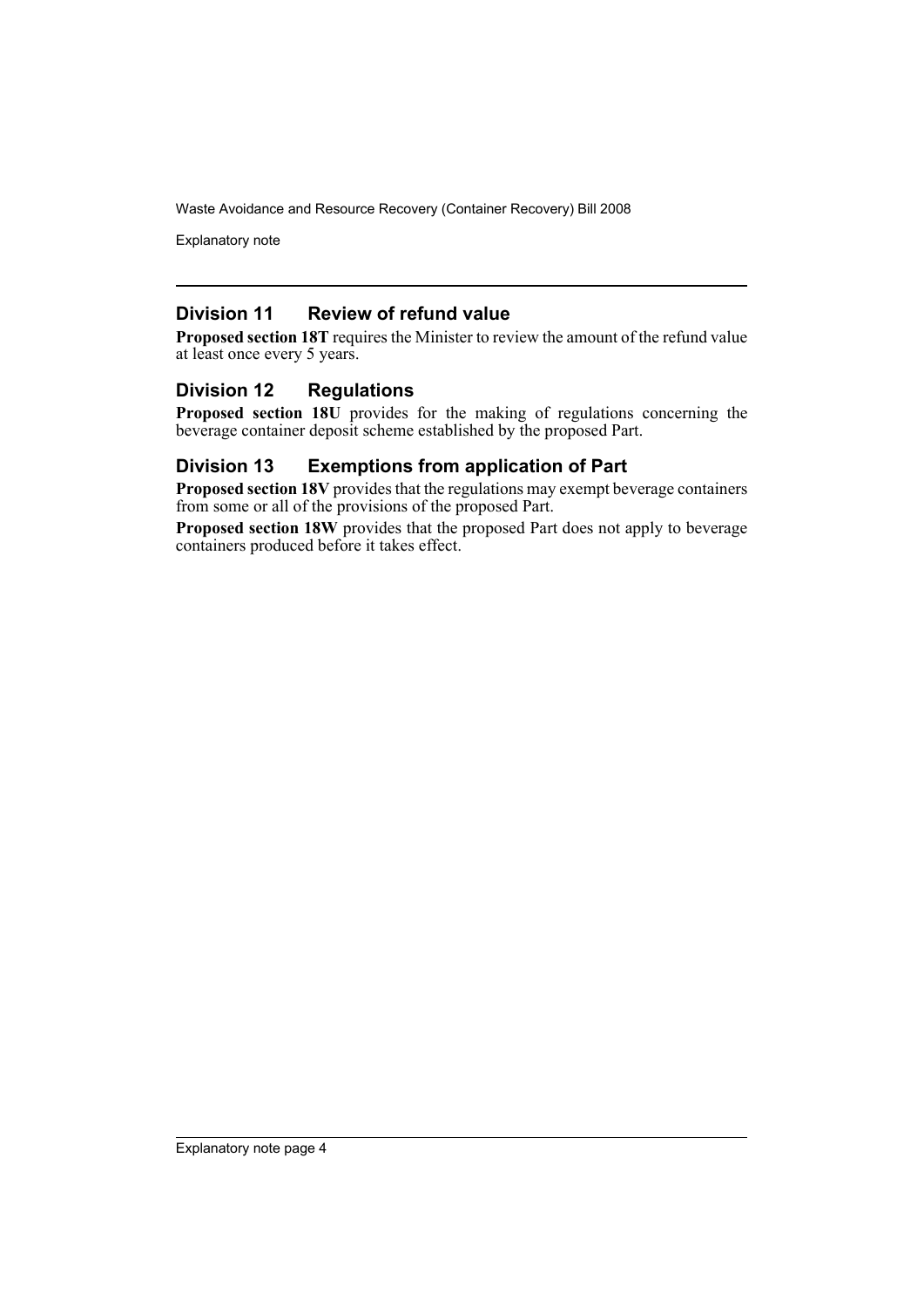## Division 11 Review of refund value

**Proposed section 18T** requires the Minister to review the amount of the refund value at least once every 5 years.

## Division 12 Regulations

**Proposed section 18U** provides for the making of regulations concerning the beverage container deposit scheme established by the proposed Part.

## Division 13 Exemptions from application of Part

**Proposed section 18V** provides that the regulations may exempt beverage containers from some or all of the provisions of the proposed Part.

**Proposed section 18W** provides that the proposed Part does not apply to beverage containers produced before it takes effect.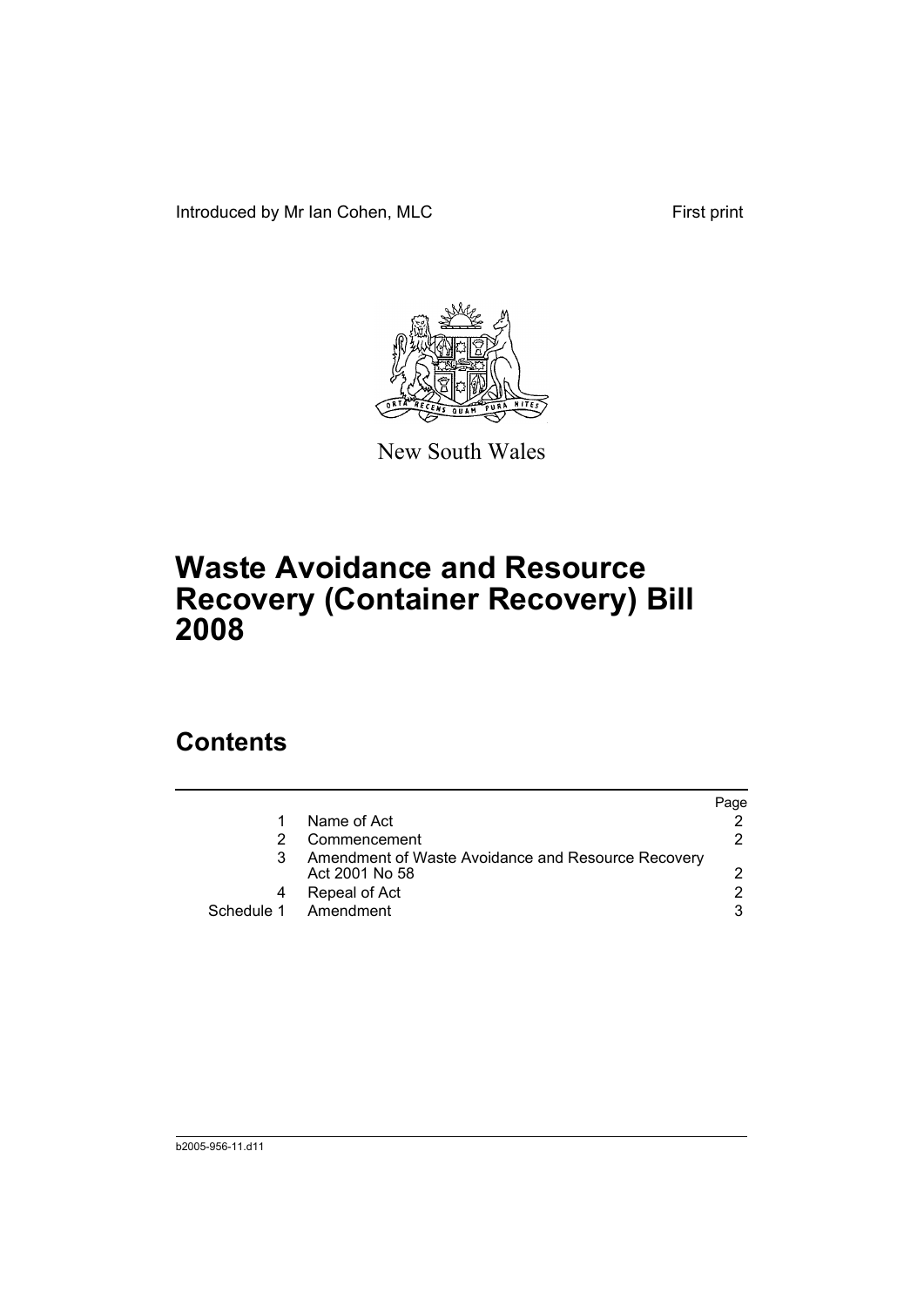Introduced by Mr Ian Cohen, MLC

First print

New South Wales

# Waste Avoidance and Resource Recovery (Container Recovery) Bill 2008

## Contents

| | | Page |
|---|---|---|
| 1 | Name of Act | 2 |
| 2 | Commencement | 2 |
| 3 | Amendment of Waste Avoidance and Resource Recovery Act 2001 No 58 | 2 |
| 4 | Repeal of Act | 2 |
| Schedule 1 | Amendment | 3 |

b2005-956-11.d11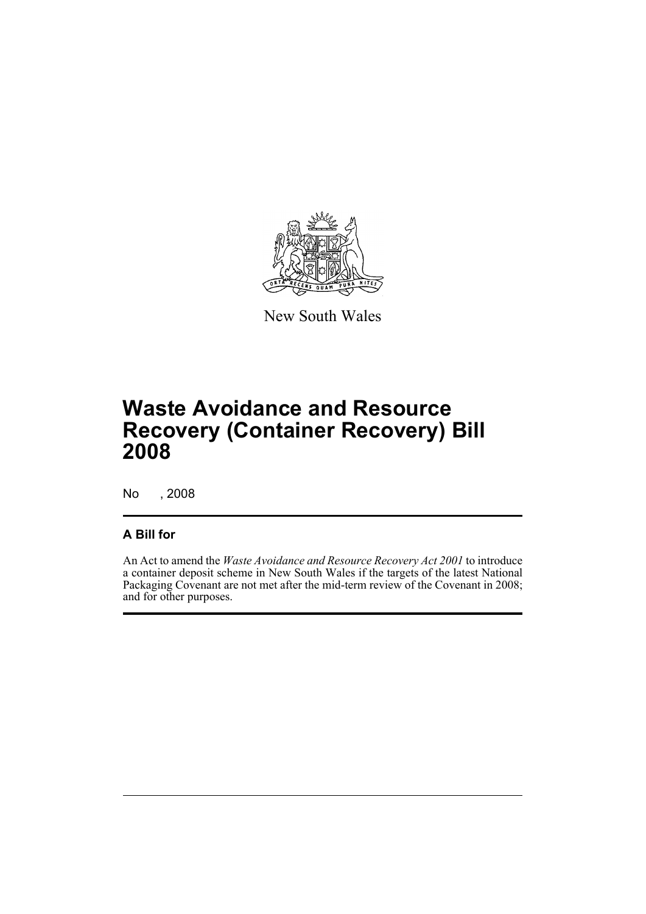New South Wales

# Waste Avoidance and Resource Recovery (Container Recovery) Bill 2008

No , 2008

## A Bill for

An Act to amend the *Waste Avoidance and Resource Recovery Act 2001* to introduce a container deposit scheme in New South Wales if the targets of the latest National Packaging Covenant are not met after the mid-term review of the Covenant in 2008; and for other purposes.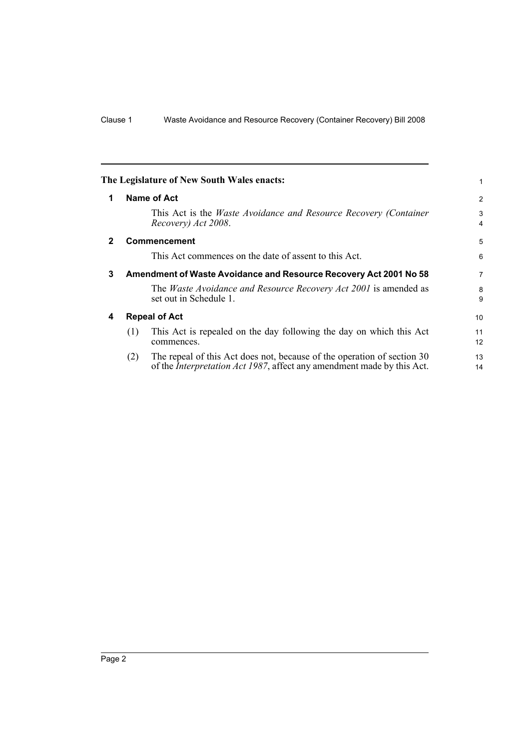The Legislature of New South Wales enacts:

## 1 Name of Act

This Act is the *Waste Avoidance and Resource Recovery (Container Recovery) Act 2008*.

## 2 Commencement

This Act commences on the date of assent to this Act.

## 3 Amendment of Waste Avoidance and Resource Recovery Act 2001 No 58

The *Waste Avoidance and Resource Recovery Act 2001* is amended as set out in Schedule 1.

## 4 Repeal of Act

(1) This Act is repealed on the day following the day on which this Act commences.

(2) The repeal of this Act does not, because of the operation of section 30 of the *Interpretation Act 1987*, affect any amendment made by this Act.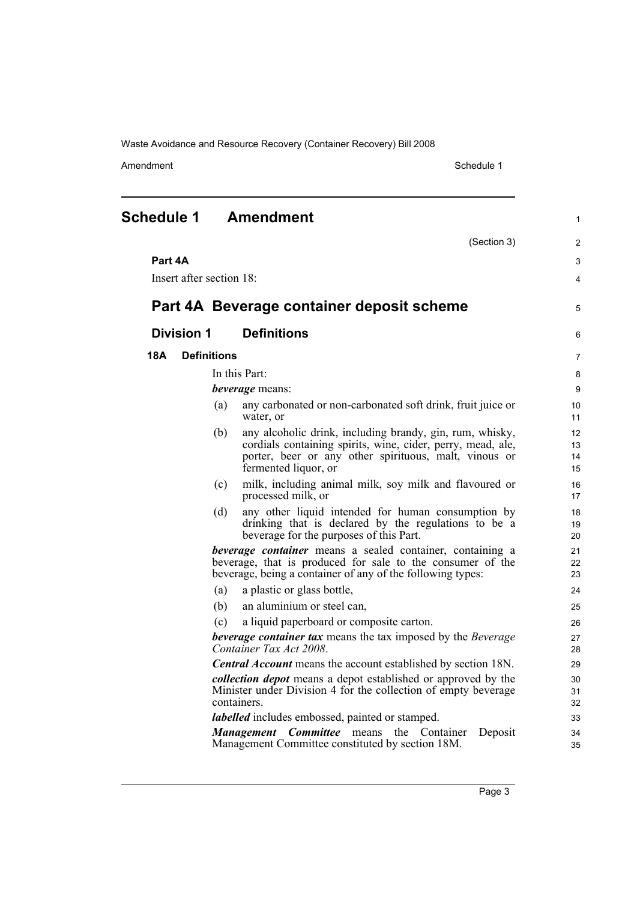# Schedule 1 Amendment

(Section 3)

**Part 4A**

Insert after section 18:

## Part 4A Beverage container deposit scheme

### Division 1 Definitions

**18A Definitions**

In this Part:

***beverage*** means:

(a) any carbonated or non-carbonated soft drink, fruit juice or water, or

(b) any alcoholic drink, including brandy, gin, rum, whisky, cordials containing spirits, wine, cider, perry, mead, ale, porter, beer or any other spirituous, malt, vinous or fermented liquor, or

(c) milk, including animal milk, soy milk and flavoured or processed milk, or

(d) any other liquid intended for human consumption by drinking that is declared by the regulations to be a beverage for the purposes of this Part.

***beverage container*** means a sealed container, containing a beverage, that is produced for sale to the consumer of the beverage, being a container of any of the following types:

(a) a plastic or glass bottle,

(b) an aluminium or steel can,

(c) a liquid paperboard or composite carton.

***beverage container tax*** means the tax imposed by the *Beverage Container Tax Act 2008*.

***Central Account*** means the account established by section 18N.

***collection depot*** means a depot established or approved by the Minister under Division 4 for the collection of empty beverage containers.

***labelled*** includes embossed, painted or stamped.

***Management Committee*** means the Container Deposit Management Committee constituted by section 18M.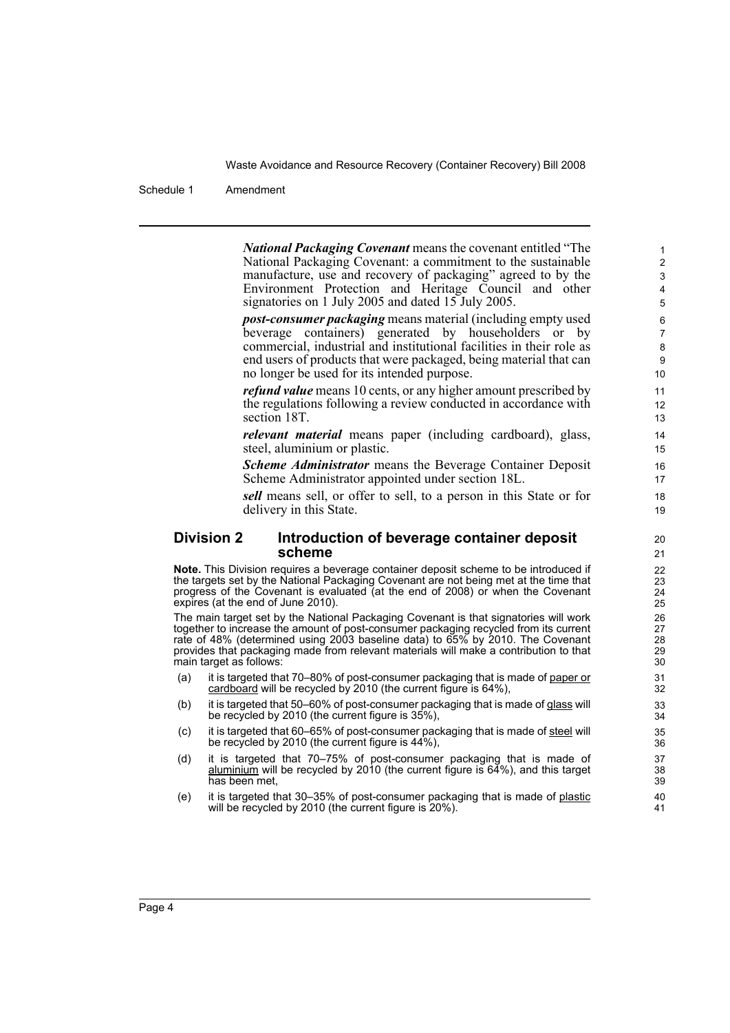***National Packaging Covenant*** means the covenant entitled "The National Packaging Covenant: a commitment to the sustainable manufacture, use and recovery of packaging" agreed to by the Environment Protection and Heritage Council and other signatories on 1 July 2005 and dated 15 July 2005.

***post-consumer packaging*** means material (including empty used beverage containers) generated by householders or by commercial, industrial and institutional facilities in their role as end users of products that were packaged, being material that can no longer be used for its intended purpose.

***refund value*** means 10 cents, or any higher amount prescribed by the regulations following a review conducted in accordance with section 18T.

***relevant material*** means paper (including cardboard), glass, steel, aluminium or plastic.

***Scheme Administrator*** means the Beverage Container Deposit Scheme Administrator appointed under section 18L.

***sell*** means sell, or offer to sell, to a person in this State or for delivery in this State.

## Division 2 Introduction of beverage container deposit scheme

**Note.** This Division requires a beverage container deposit scheme to be introduced if the targets set by the National Packaging Covenant are not being met at the time that progress of the Covenant is evaluated (at the end of 2008) or when the Covenant expires (at the end of June 2010).

The main target set by the National Packaging Covenant is that signatories will work together to increase the amount of post-consumer packaging recycled from its current rate of 48% (determined using 2003 baseline data) to 65% by 2010. The Covenant provides that packaging made from relevant materials will make a contribution to that main target as follows:

(a) it is targeted that 70–80% of post-consumer packaging that is made of paper or cardboard will be recycled by 2010 (the current figure is 64%),

(b) it is targeted that 50–60% of post-consumer packaging that is made of glass will be recycled by 2010 (the current figure is 35%),

(c) it is targeted that 60–65% of post-consumer packaging that is made of steel will be recycled by 2010 (the current figure is 44%),

(d) it is targeted that 70–75% of post-consumer packaging that is made of aluminium will be recycled by 2010 (the current figure is 64%), and this target has been met,

(e) it is targeted that 30–35% of post-consumer packaging that is made of plastic will be recycled by 2010 (the current figure is 20%).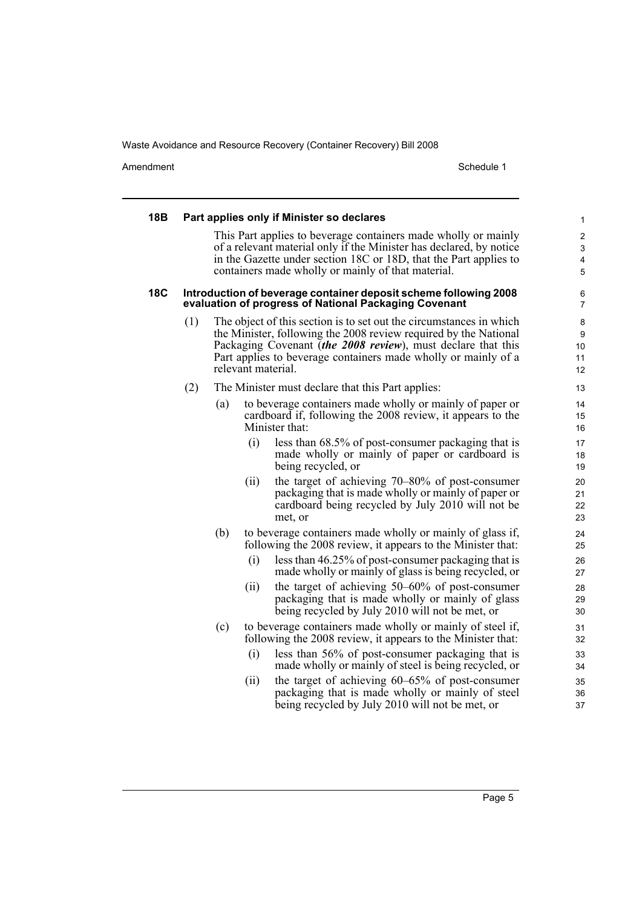### 18B Part applies only if Minister so declares

This Part applies to beverage containers made wholly or mainly of a relevant material only if the Minister has declared, by notice in the Gazette under section 18C or 18D, that the Part applies to containers made wholly or mainly of that material.

### 18C Introduction of beverage container deposit scheme following 2008 evaluation of progress of National Packaging Covenant

(1) The object of this section is to set out the circumstances in which the Minister, following the 2008 review required by the National Packaging Covenant (***the 2008 review***), must declare that this Part applies to beverage containers made wholly or mainly of a relevant material.

(2) The Minister must declare that this Part applies:

- (a) to beverage containers made wholly or mainly of paper or cardboard if, following the 2008 review, it appears to the Minister that:
  - (i) less than 68.5% of post-consumer packaging that is made wholly or mainly of paper or cardboard is being recycled, or
  - (ii) the target of achieving 70–80% of post-consumer packaging that is made wholly or mainly of paper or cardboard being recycled by July 2010 will not be met, or
- (b) to beverage containers made wholly or mainly of glass if, following the 2008 review, it appears to the Minister that:
  - (i) less than 46.25% of post-consumer packaging that is made wholly or mainly of glass is being recycled, or
  - (ii) the target of achieving 50–60% of post-consumer packaging that is made wholly or mainly of glass being recycled by July 2010 will not be met, or
- (c) to beverage containers made wholly or mainly of steel if, following the 2008 review, it appears to the Minister that:
  - (i) less than 56% of post-consumer packaging that is made wholly or mainly of steel is being recycled, or
  - (ii) the target of achieving 60–65% of post-consumer packaging that is made wholly or mainly of steel being recycled by July 2010 will not be met, or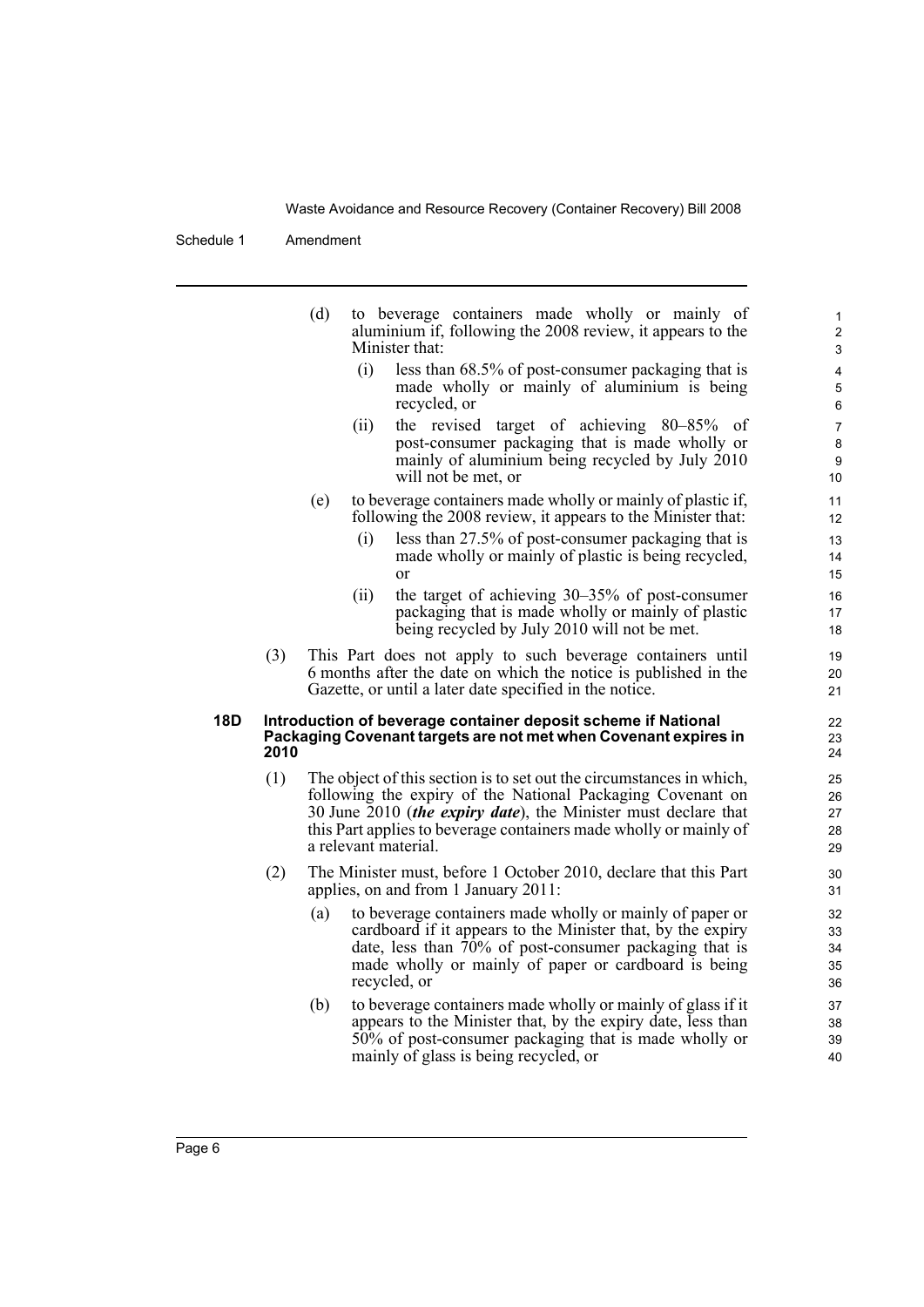(d) to beverage containers made wholly or mainly of aluminium if, following the 2008 review, it appears to the Minister that:

(i) less than 68.5% of post-consumer packaging that is made wholly or mainly of aluminium is being recycled, or

(ii) the revised target of achieving 80–85% of post-consumer packaging that is made wholly or mainly of aluminium being recycled by July 2010 will not be met, or

(e) to beverage containers made wholly or mainly of plastic if, following the 2008 review, it appears to the Minister that:

(i) less than 27.5% of post-consumer packaging that is made wholly or mainly of plastic is being recycled, or

(ii) the target of achieving 30–35% of post-consumer packaging that is made wholly or mainly of plastic being recycled by July 2010 will not be met.

(3) This Part does not apply to such beverage containers until 6 months after the date on which the notice is published in the Gazette, or until a later date specified in the notice.

**18D Introduction of beverage container deposit scheme if National Packaging Covenant targets are not met when Covenant expires in 2010**

(1) The object of this section is to set out the circumstances in which, following the expiry of the National Packaging Covenant on 30 June 2010 (***the expiry date***), the Minister must declare that this Part applies to beverage containers made wholly or mainly of a relevant material.

(2) The Minister must, before 1 October 2010, declare that this Part applies, on and from 1 January 2011:

(a) to beverage containers made wholly or mainly of paper or cardboard if it appears to the Minister that, by the expiry date, less than 70% of post-consumer packaging that is made wholly or mainly of paper or cardboard is being recycled, or

(b) to beverage containers made wholly or mainly of glass if it appears to the Minister that, by the expiry date, less than 50% of post-consumer packaging that is made wholly or mainly of glass is being recycled, or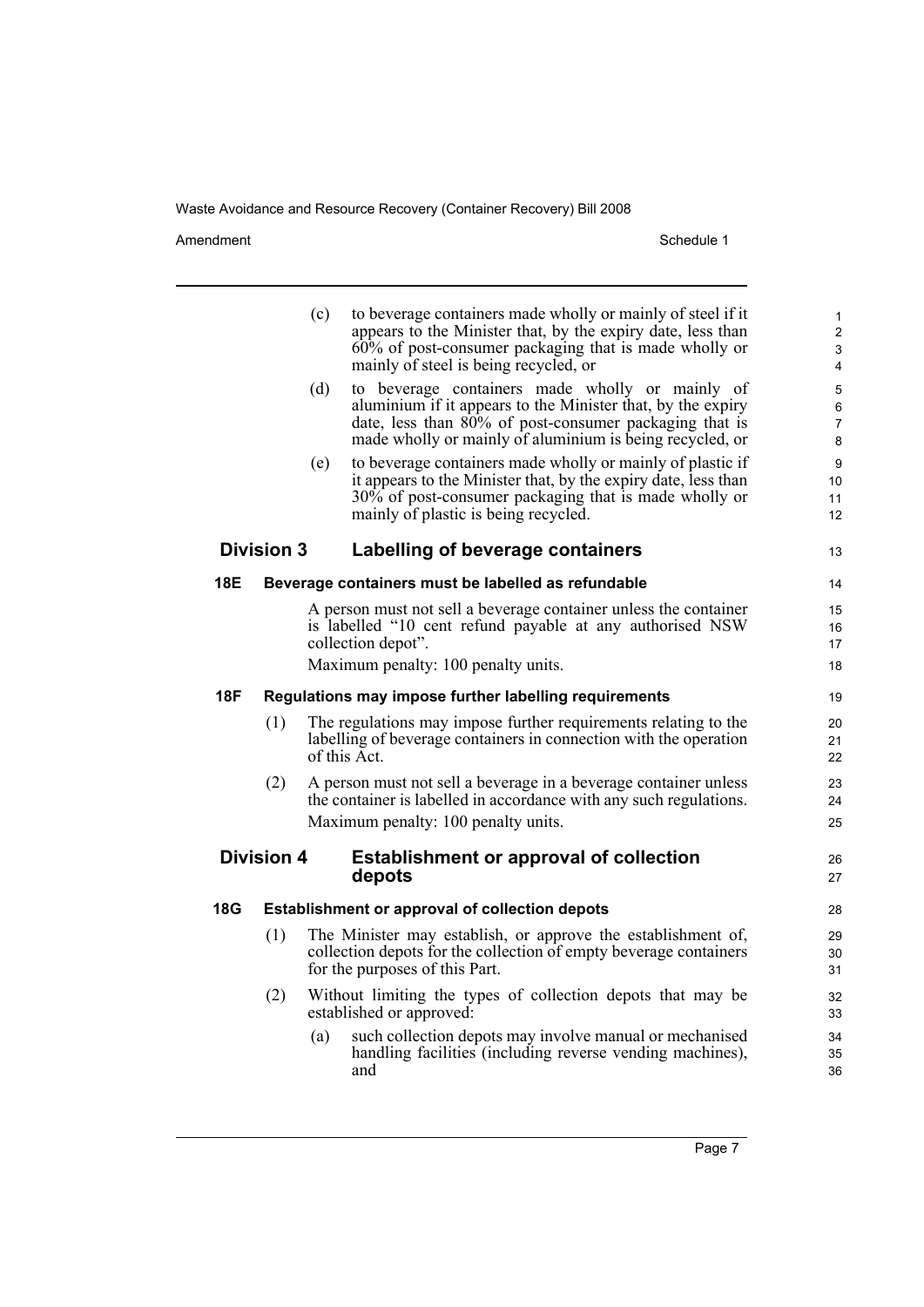(c) to beverage containers made wholly or mainly of steel if it appears to the Minister that, by the expiry date, less than 60% of post-consumer packaging that is made wholly or mainly of steel is being recycled, or

(d) to beverage containers made wholly or mainly of aluminium if it appears to the Minister that, by the expiry date, less than 80% of post-consumer packaging that is made wholly or mainly of aluminium is being recycled, or

(e) to beverage containers made wholly or mainly of plastic if it appears to the Minister that, by the expiry date, less than 30% of post-consumer packaging that is made wholly or mainly of plastic is being recycled.

## Division 3 Labelling of beverage containers

### 18E Beverage containers must be labelled as refundable

A person must not sell a beverage container unless the container is labelled "10 cent refund payable at any authorised NSW collection depot".

Maximum penalty: 100 penalty units.

### 18F Regulations may impose further labelling requirements

(1) The regulations may impose further requirements relating to the labelling of beverage containers in connection with the operation of this Act.

(2) A person must not sell a beverage in a beverage container unless the container is labelled in accordance with any such regulations.

Maximum penalty: 100 penalty units.

## Division 4 Establishment or approval of collection depots

### 18G Establishment or approval of collection depots

(1) The Minister may establish, or approve the establishment of, collection depots for the collection of empty beverage containers for the purposes of this Part.

(2) Without limiting the types of collection depots that may be established or approved:

(a) such collection depots may involve manual or mechanised handling facilities (including reverse vending machines), and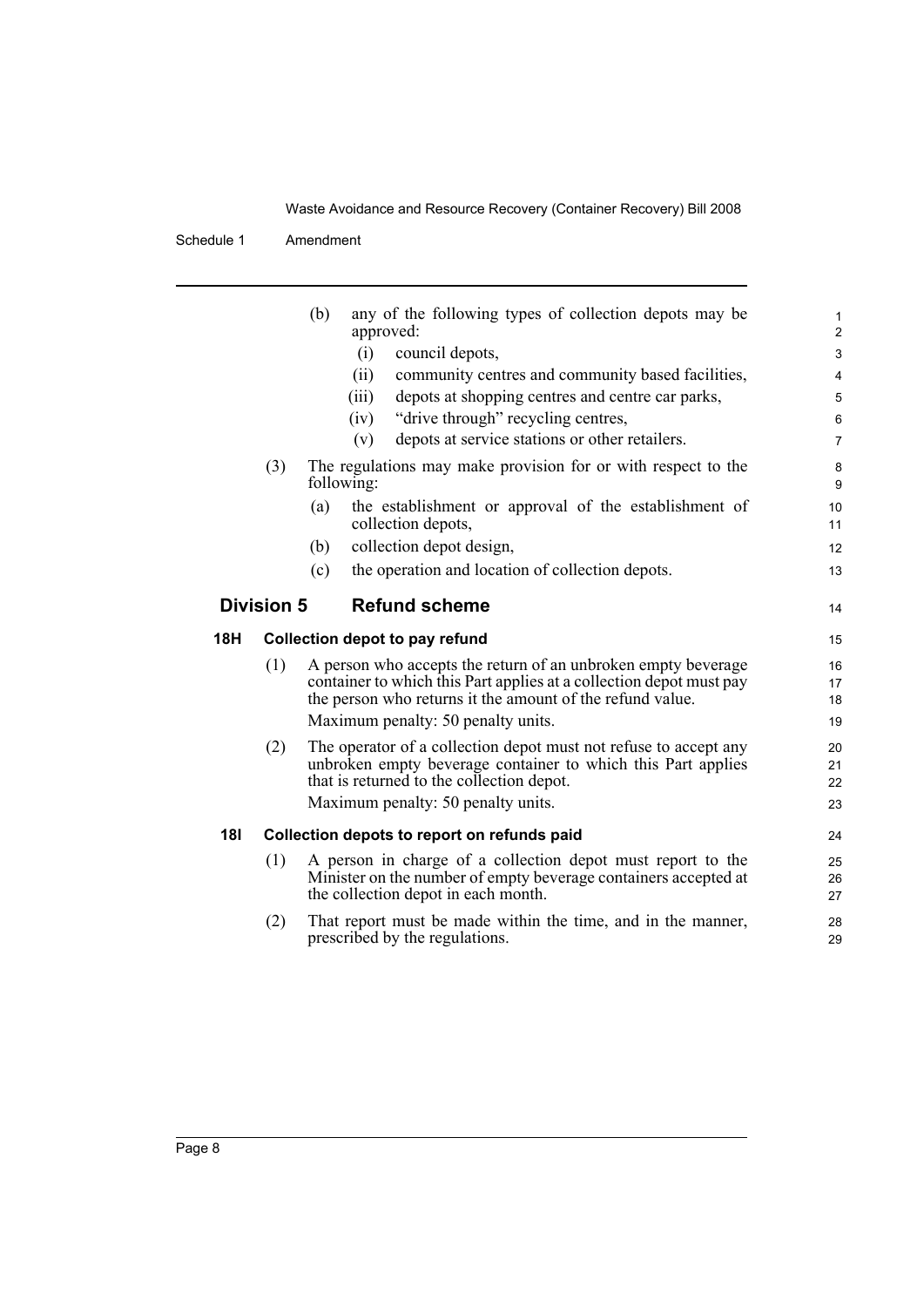(b) any of the following types of collection depots may be approved:

(i) council depots,

(ii) community centres and community based facilities,

(iii) depots at shopping centres and centre car parks,

(iv) "drive through" recycling centres,

(v) depots at service stations or other retailers.

(3) The regulations may make provision for or with respect to the following:

(a) the establishment or approval of the establishment of collection depots,

(b) collection depot design,

(c) the operation and location of collection depots.

## Division 5 Refund scheme

### 18H Collection depot to pay refund

(1) A person who accepts the return of an unbroken empty beverage container to which this Part applies at a collection depot must pay the person who returns it the amount of the refund value.

Maximum penalty: 50 penalty units.

(2) The operator of a collection depot must not refuse to accept any unbroken empty beverage container to which this Part applies that is returned to the collection depot.

Maximum penalty: 50 penalty units.

### 18I Collection depots to report on refunds paid

(1) A person in charge of a collection depot must report to the Minister on the number of empty beverage containers accepted at the collection depot in each month.

(2) That report must be made within the time, and in the manner, prescribed by the regulations.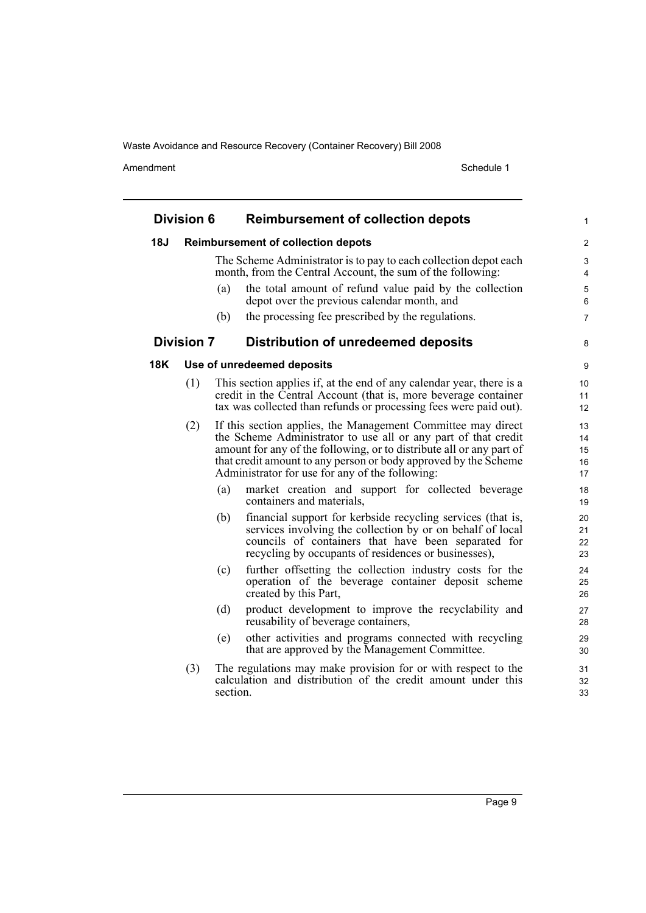## Division 6 Reimbursement of collection depots

### 18J Reimbursement of collection depots

The Scheme Administrator is to pay to each collection depot each month, from the Central Account, the sum of the following:

(a) the total amount of refund value paid by the collection depot over the previous calendar month, and

(b) the processing fee prescribed by the regulations.

## Division 7 Distribution of unredeemed deposits

### 18K Use of unredeemed deposits

(1) This section applies if, at the end of any calendar year, there is a credit in the Central Account (that is, more beverage container tax was collected than refunds or processing fees were paid out).

(2) If this section applies, the Management Committee may direct the Scheme Administrator to use all or any part of that credit amount for any of the following, or to distribute all or any part of that credit amount to any person or body approved by the Scheme Administrator for use for any of the following:

(a) market creation and support for collected beverage containers and materials,

(b) financial support for kerbside recycling services (that is, services involving the collection by or on behalf of local councils of containers that have been separated for recycling by occupants of residences or businesses),

(c) further offsetting the collection industry costs for the operation of the beverage container deposit scheme created by this Part,

(d) product development to improve the recyclability and reusability of beverage containers,

(e) other activities and programs connected with recycling that are approved by the Management Committee.

(3) The regulations may make provision for or with respect to the calculation and distribution of the credit amount under this section.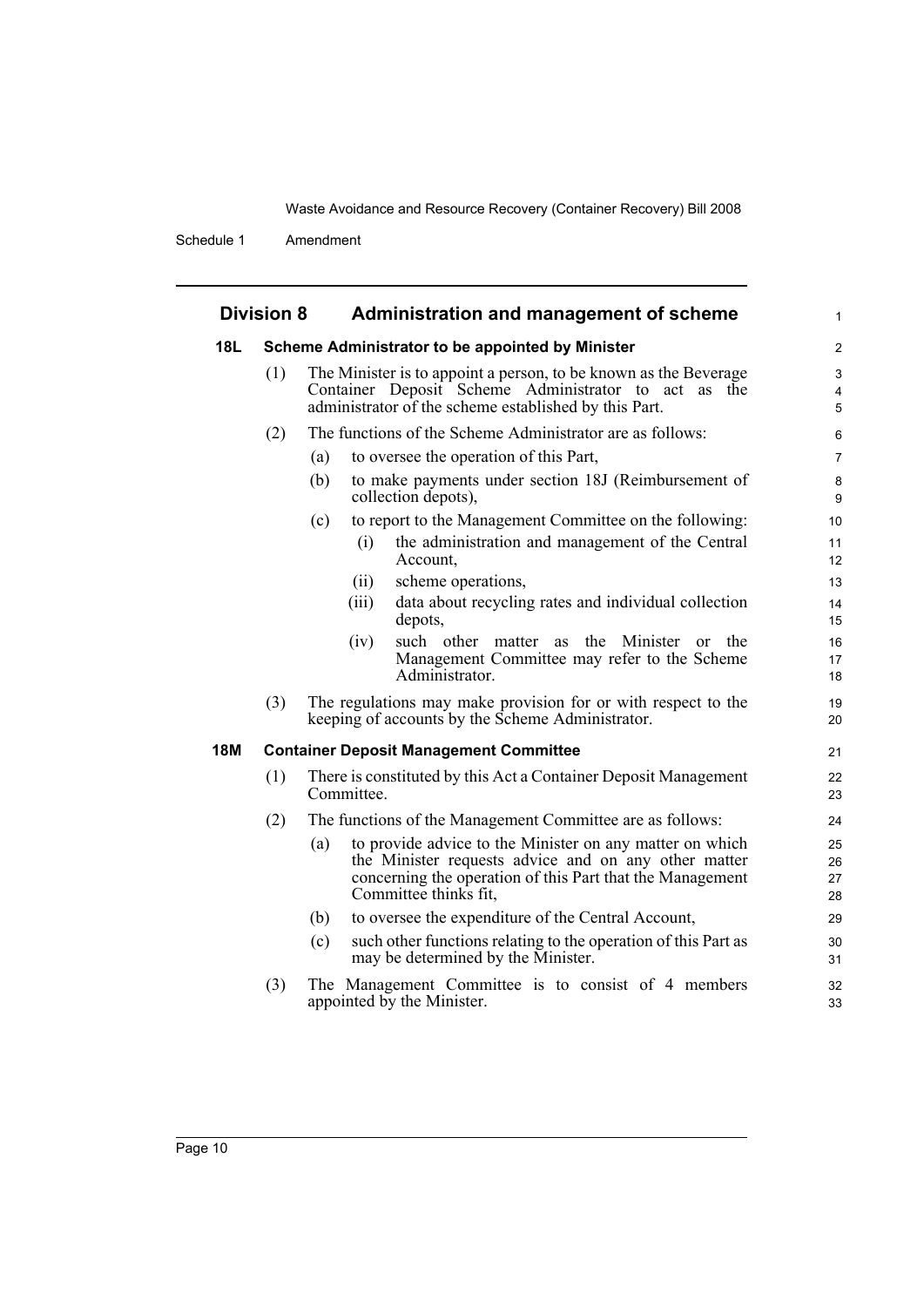## Division 8 Administration and management of scheme

### 18L Scheme Administrator to be appointed by Minister

(1) The Minister is to appoint a person, to be known as the Beverage Container Deposit Scheme Administrator to act as the administrator of the scheme established by this Part.

(2) The functions of the Scheme Administrator are as follows:

(a) to oversee the operation of this Part,

(b) to make payments under section 18J (Reimbursement of collection depots),

(c) to report to the Management Committee on the following:

(i) the administration and management of the Central Account,

(ii) scheme operations,

(iii) data about recycling rates and individual collection depots,

(iv) such other matter as the Minister or the Management Committee may refer to the Scheme Administrator.

(3) The regulations may make provision for or with respect to the keeping of accounts by the Scheme Administrator.

### 18M Container Deposit Management Committee

(1) There is constituted by this Act a Container Deposit Management Committee.

(2) The functions of the Management Committee are as follows:

(a) to provide advice to the Minister on any matter on which the Minister requests advice and on any other matter concerning the operation of this Part that the Management Committee thinks fit,

(b) to oversee the expenditure of the Central Account,

(c) such other functions relating to the operation of this Part as may be determined by the Minister.

(3) The Management Committee is to consist of 4 members appointed by the Minister.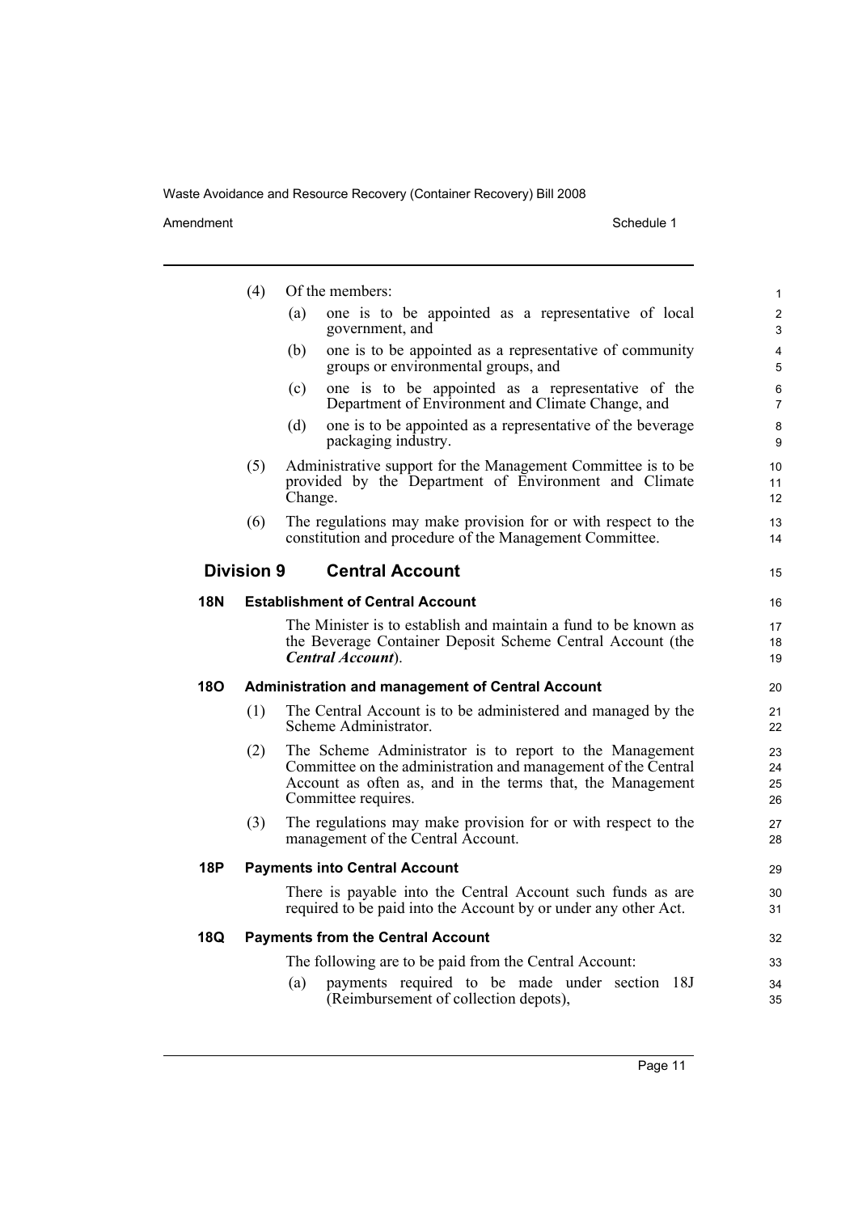(4) Of the members:

(a) one is to be appointed as a representative of local government, and

(b) one is to be appointed as a representative of community groups or environmental groups, and

(c) one is to be appointed as a representative of the Department of Environment and Climate Change, and

(d) one is to be appointed as a representative of the beverage packaging industry.

(5) Administrative support for the Management Committee is to be provided by the Department of Environment and Climate Change.

(6) The regulations may make provision for or with respect to the constitution and procedure of the Management Committee.

## Division 9 Central Account

### 18N Establishment of Central Account

The Minister is to establish and maintain a fund to be known as the Beverage Container Deposit Scheme Central Account (the ***Central Account***).

### 18O Administration and management of Central Account

(1) The Central Account is to be administered and managed by the Scheme Administrator.

(2) The Scheme Administrator is to report to the Management Committee on the administration and management of the Central Account as often as, and in the terms that, the Management Committee requires.

(3) The regulations may make provision for or with respect to the management of the Central Account.

### 18P Payments into Central Account

There is payable into the Central Account such funds as are required to be paid into the Account by or under any other Act.

### 18Q Payments from the Central Account

The following are to be paid from the Central Account:

(a) payments required to be made under section 18J (Reimbursement of collection depots),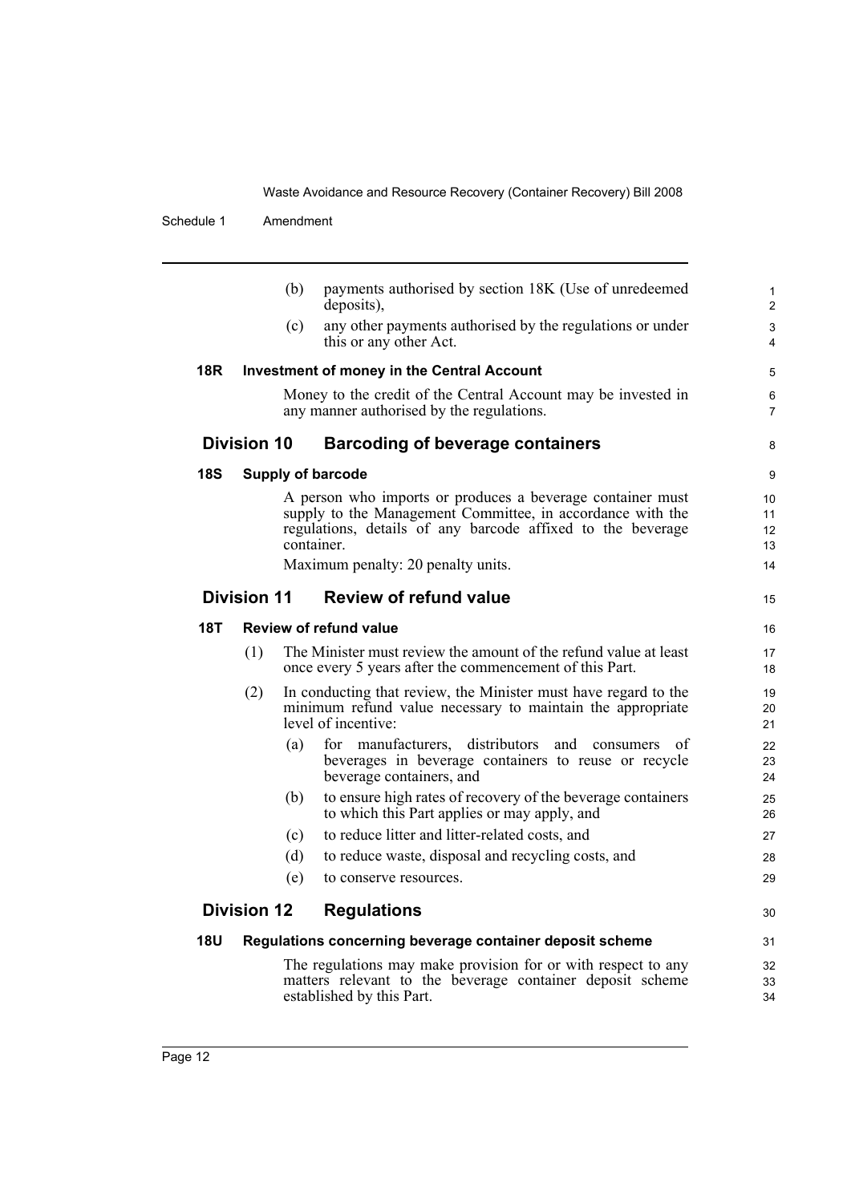(b) payments authorised by section 18K (Use of unredeemed deposits),

(c) any other payments authorised by the regulations or under this or any other Act.

**18R Investment of money in the Central Account**

Money to the credit of the Central Account may be invested in any manner authorised by the regulations.

## Division 10 Barcoding of beverage containers

**18S Supply of barcode**

A person who imports or produces a beverage container must supply to the Management Committee, in accordance with the regulations, details of any barcode affixed to the beverage container.

Maximum penalty: 20 penalty units.

## Division 11 Review of refund value

**18T Review of refund value**

(1) The Minister must review the amount of the refund value at least once every 5 years after the commencement of this Part.

(2) In conducting that review, the Minister must have regard to the minimum refund value necessary to maintain the appropriate level of incentive:

(a) for manufacturers, distributors and consumers of beverages in beverage containers to reuse or recycle beverage containers, and

(b) to ensure high rates of recovery of the beverage containers to which this Part applies or may apply, and

(c) to reduce litter and litter-related costs, and

(d) to reduce waste, disposal and recycling costs, and

(e) to conserve resources.

## Division 12 Regulations

**18U Regulations concerning beverage container deposit scheme**

The regulations may make provision for or with respect to any matters relevant to the beverage container deposit scheme established by this Part.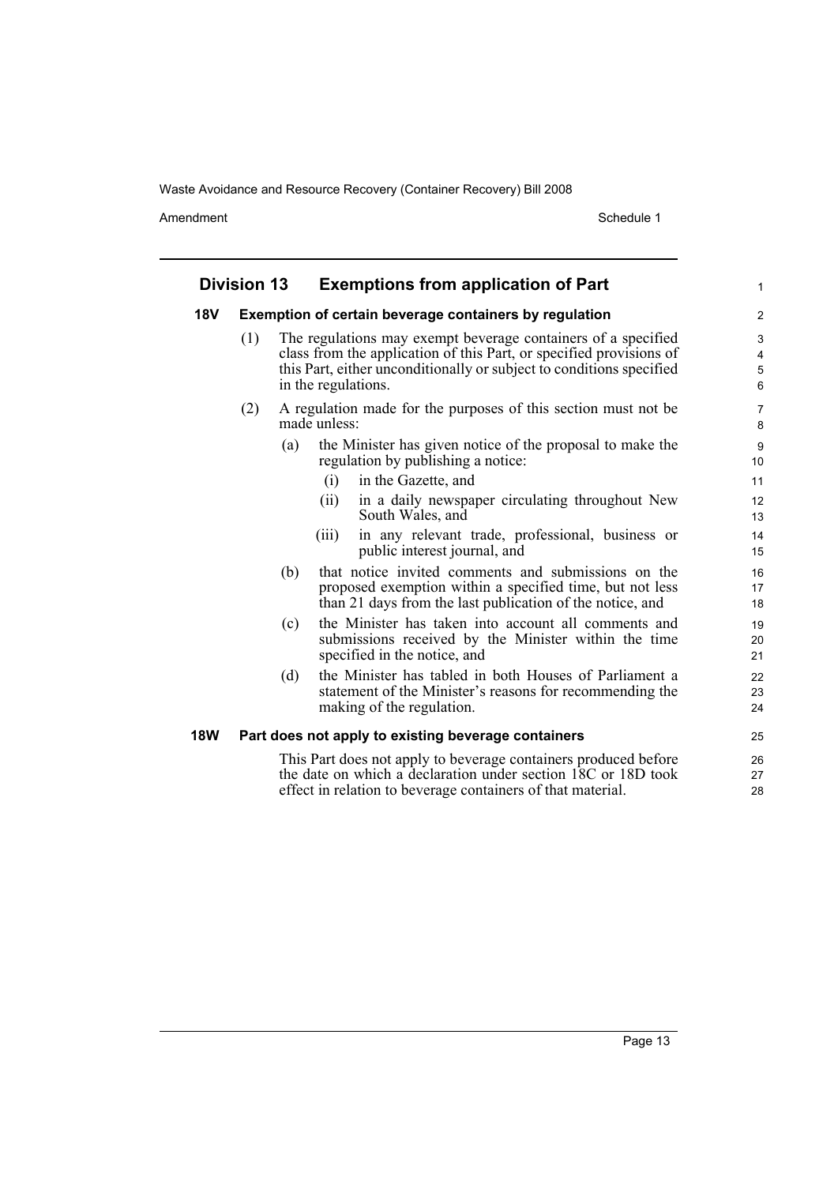## Division 13 Exemptions from application of Part

### 18V Exemption of certain beverage containers by regulation

(1) The regulations may exempt beverage containers of a specified class from the application of this Part, or specified provisions of this Part, either unconditionally or subject to conditions specified in the regulations.

(2) A regulation made for the purposes of this section must not be made unless:

(a) the Minister has given notice of the proposal to make the regulation by publishing a notice:

(i) in the Gazette, and

(ii) in a daily newspaper circulating throughout New South Wales, and

(iii) in any relevant trade, professional, business or public interest journal, and

(b) that notice invited comments and submissions on the proposed exemption within a specified time, but not less than 21 days from the last publication of the notice, and

(c) the Minister has taken into account all comments and submissions received by the Minister within the time specified in the notice, and

(d) the Minister has tabled in both Houses of Parliament a statement of the Minister's reasons for recommending the making of the regulation.

### 18W Part does not apply to existing beverage containers

This Part does not apply to beverage containers produced before the date on which a declaration under section 18C or 18D took effect in relation to beverage containers of that material.